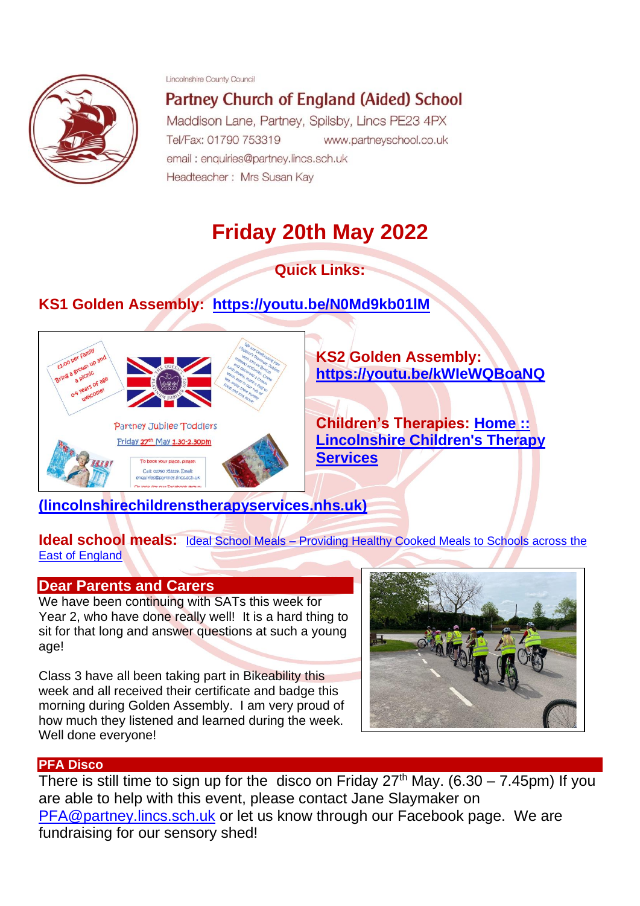Lincolnshire County Council

# Partney Church of England (Aided) School

Maddison Lane, Partney, Spilsby, Lincs PE23 4PX
Tel/Fax: 01790 753319 www.partneyschool.co.uk
email : enquiries@partney.lincs.sch.uk
Headteacher : Mrs Susan Kay

# Friday 20th May 2022

**Quick Links:**

**KS1 Golden Assembly:** https://youtu.be/N0Md9kb01lM

**KS2 Golden Assembly:** https://youtu.be/kWIeWQBoaNQ

**Children's Therapies:** Home :: Lincolnshire Children's Therapy Services (lincolnshirechildrenstherapyservices.nhs.uk)

**Ideal school meals:** Ideal School Meals – Providing Healthy Cooked Meals to Schools across the East of England

## Dear Parents and Carers

We have been continuing with SATs this week for Year 2, who have done really well! It is a hard thing to sit for that long and answer questions at such a young age!

Class 3 have all been taking part in Bikeability this week and all received their certificate and badge this morning during Golden Assembly. I am very proud of how much they listened and learned during the week. Well done everyone!

## PFA Disco

There is still time to sign up for the disco on Friday 27th May. (6.30 – 7.45pm) If you are able to help with this event, please contact Jane Slaymaker on PFA@partney.lincs.sch.uk or let us know through our Facebook page. We are fundraising for our sensory shed!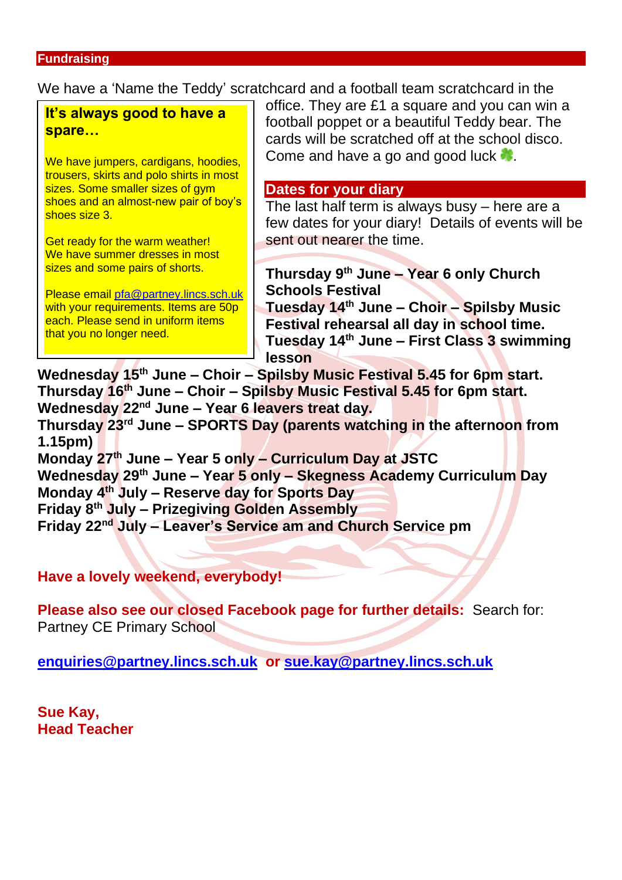## Fundraising

We have a 'Name the Teddy' scratchcard and a football team scratchcard in the office. They are £1 a square and you can win a football poppet or a beautiful Teddy bear. The cards will be scratched off at the school disco. Come and have a go and good luck 🍀.

**It's always good to have a spare…**

We have jumpers, cardigans, hoodies, trousers, skirts and polo shirts in most sizes. Some smaller sizes of gym shoes and an almost-new pair of boy's shoes size 3.

Get ready for the warm weather! We have summer dresses in most sizes and some pairs of shorts.

Please email pfa@partney.lincs.sch.uk with your requirements. Items are 50p each. Please send in uniform items that you no longer need.

## Dates for your diary

The last half term is always busy – here are a few dates for your diary! Details of events will be sent out nearer the time.

**Thursday 9th June – Year 6 only Church Schools Festival**
**Tuesday 14th June – Choir – Spilsby Music Festival rehearsal all day in school time.**
**Tuesday 14th June – First Class 3 swimming lesson**
**Wednesday 15th June – Choir – Spilsby Music Festival 5.45 for 6pm start.**
**Thursday 16th June – Choir – Spilsby Music Festival 5.45 for 6pm start.**
**Wednesday 22nd June – Year 6 leavers treat day.**
**Thursday 23rd June – SPORTS Day (parents watching in the afternoon from 1.15pm)**
**Monday 27th June – Year 5 only – Curriculum Day at JSTC**
**Wednesday 29th June – Year 5 only – Skegness Academy Curriculum Day**
**Monday 4th July – Reserve day for Sports Day**
**Friday 8th July – Prizegiving Golden Assembly**
**Friday 22nd July – Leaver's Service am and Church Service pm**

**Have a lovely weekend, everybody!**

**Please also see our closed Facebook page for further details:** Search for: Partney CE Primary School

**enquiries@partney.lincs.sch.uk or sue.kay@partney.lincs.sch.uk**

**Sue Kay,**
**Head Teacher**